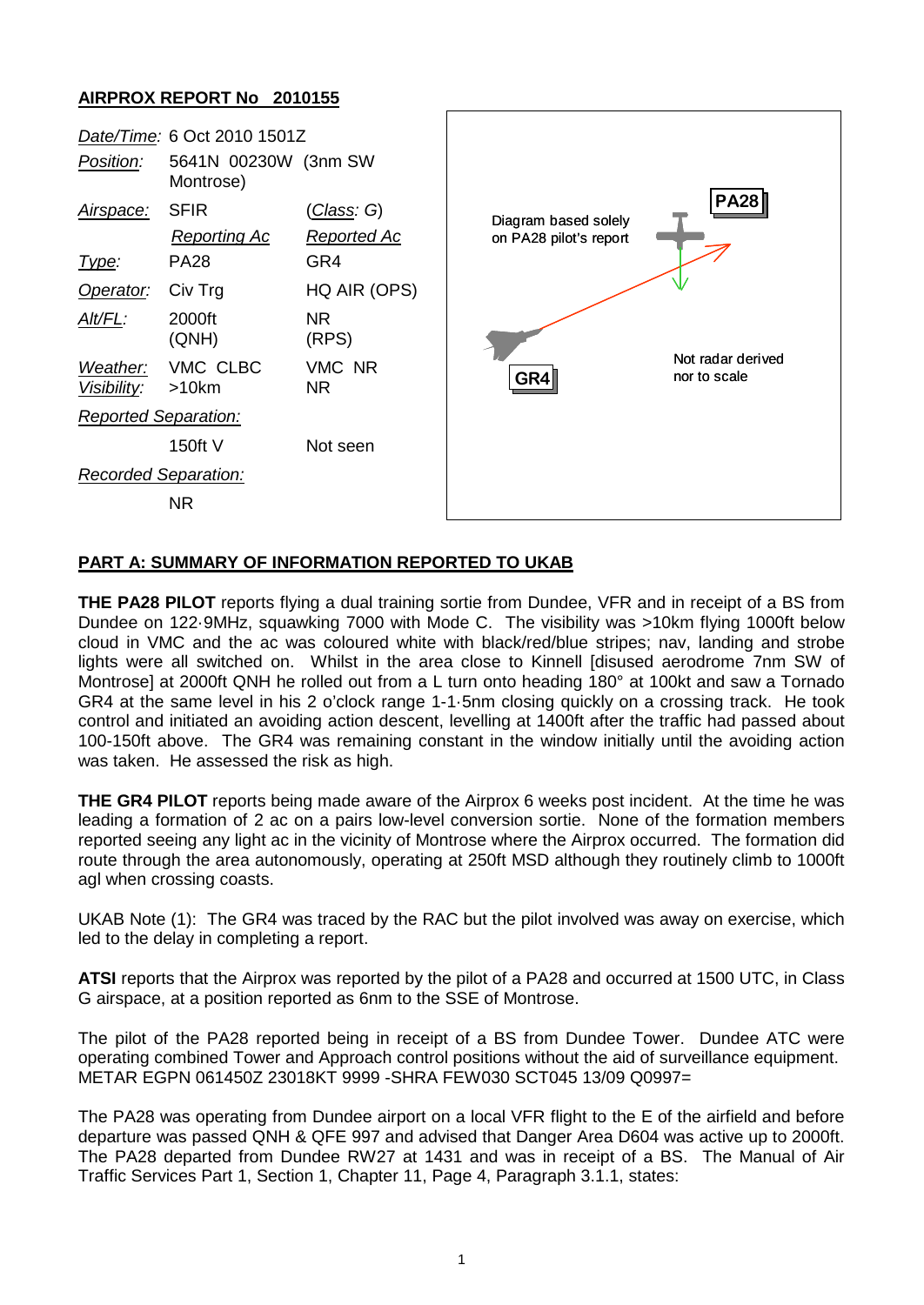## AIRPROX REPORT No 2010155

| | | |
|---|---|---|
| *Date/Time:* | 6 Oct 2010 1501Z | |
| *Position:* | 5641N 00230W (3nm SW Montrose) | |
| *Airspace:* | SFIR | (*Class*: G) |
| | *Reporting Ac* | *Reported Ac* |
| *Type:* | PA28 | GR4 |
| *Operator:* | Civ Trg | HQ AIR (OPS) |
| *Alt/FL:* | 2000ft (QNH) | NR (RPS) |
| *Weather:* | VMC CLBC | VMC NR |
| *Visibility:* | >10km | NR |
| *Reported Separation:* | | |
| | 150ft V | Not seen |
| *Recorded Separation:* | | |
| | NR | |

Diagram based solely on PA28 pilot's report

PA28

GR4

Not radar derived nor to scale

## PART A: SUMMARY OF INFORMATION REPORTED TO UKAB

**THE PA28 PILOT** reports flying a dual training sortie from Dundee, VFR and in receipt of a BS from Dundee on 122·9MHz, squawking 7000 with Mode C. The visibility was >10km flying 1000ft below cloud in VMC and the ac was coloured white with black/red/blue stripes; nav, landing and strobe lights were all switched on. Whilst in the area close to Kinnell [disused aerodrome 7nm SW of Montrose] at 2000ft QNH he rolled out from a L turn onto heading 180° at 100kt and saw a Tornado GR4 at the same level in his 2 o'clock range 1-1·5nm closing quickly on a crossing track. He took control and initiated an avoiding action descent, levelling at 1400ft after the traffic had passed about 100-150ft above. The GR4 was remaining constant in the window initially until the avoiding action was taken. He assessed the risk as high.

**THE GR4 PILOT** reports being made aware of the Airprox 6 weeks post incident. At the time he was leading a formation of 2 ac on a pairs low-level conversion sortie. None of the formation members reported seeing any light ac in the vicinity of Montrose where the Airprox occurred. The formation did route through the area autonomously, operating at 250ft MSD although they routinely climb to 1000ft agl when crossing coasts.

UKAB Note (1): The GR4 was traced by the RAC but the pilot involved was away on exercise, which led to the delay in completing a report.

**ATSI** reports that the Airprox was reported by the pilot of a PA28 and occurred at 1500 UTC, in Class G airspace, at a position reported as 6nm to the SSE of Montrose.

The pilot of the PA28 reported being in receipt of a BS from Dundee Tower. Dundee ATC were operating combined Tower and Approach control positions without the aid of surveillance equipment.
METAR EGPN 061450Z 23018KT 9999 -SHRA FEW030 SCT045 13/09 Q0997=

The PA28 was operating from Dundee airport on a local VFR flight to the E of the airfield and before departure was passed QNH & QFE 997 and advised that Danger Area D604 was active up to 2000ft. The PA28 departed from Dundee RW27 at 1431 and was in receipt of a BS. The Manual of Air Traffic Services Part 1, Section 1, Chapter 11, Page 4, Paragraph 3.1.1, states: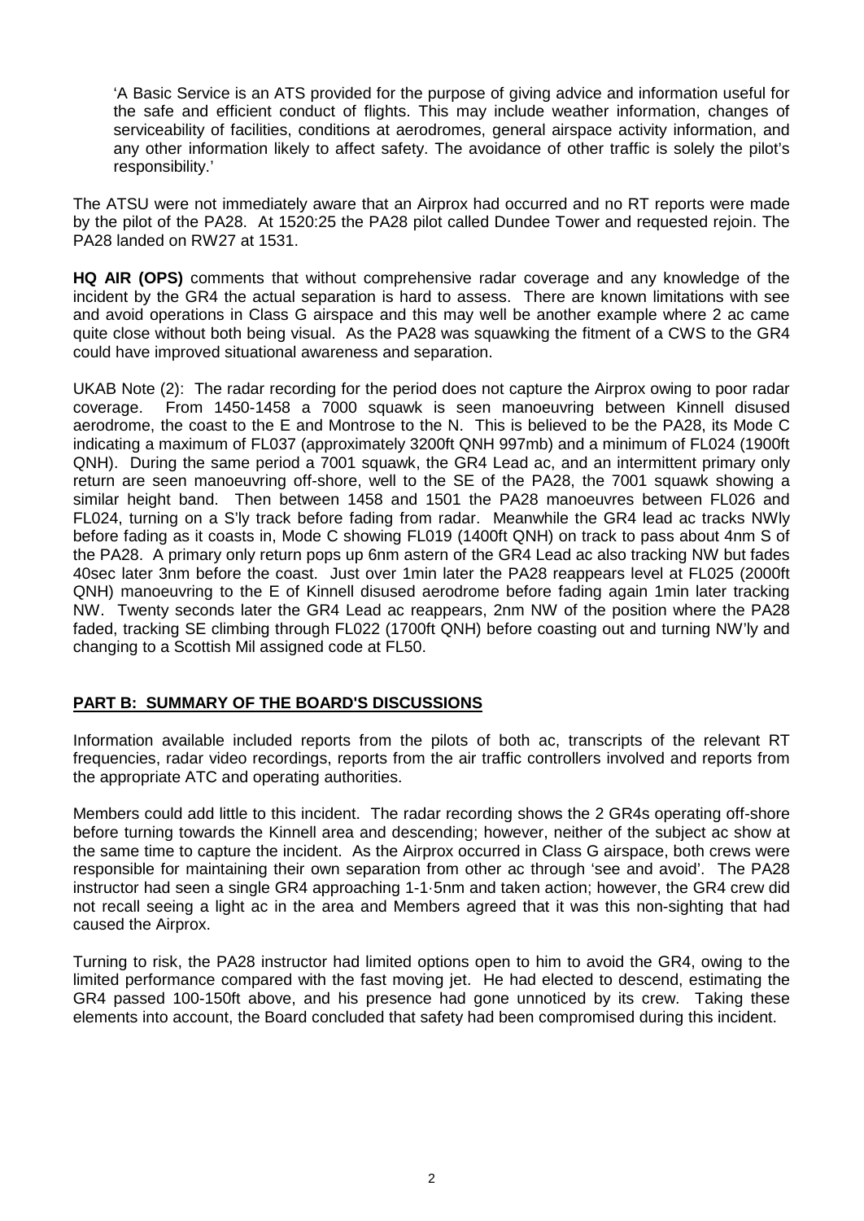'A Basic Service is an ATS provided for the purpose of giving advice and information useful for the safe and efficient conduct of flights. This may include weather information, changes of serviceability of facilities, conditions at aerodromes, general airspace activity information, and any other information likely to affect safety. The avoidance of other traffic is solely the pilot's responsibility.'

The ATSU were not immediately aware that an Airprox had occurred and no RT reports were made by the pilot of the PA28. At 1520:25 the PA28 pilot called Dundee Tower and requested rejoin. The PA28 landed on RW27 at 1531.

**HQ AIR (OPS)** comments that without comprehensive radar coverage and any knowledge of the incident by the GR4 the actual separation is hard to assess. There are known limitations with see and avoid operations in Class G airspace and this may well be another example where 2 ac came quite close without both being visual. As the PA28 was squawking the fitment of a CWS to the GR4 could have improved situational awareness and separation.

UKAB Note (2): The radar recording for the period does not capture the Airprox owing to poor radar coverage. From 1450-1458 a 7000 squawk is seen manoeuvring between Kinnell disused aerodrome, the coast to the E and Montrose to the N. This is believed to be the PA28, its Mode C indicating a maximum of FL037 (approximately 3200ft QNH 997mb) and a minimum of FL024 (1900ft QNH). During the same period a 7001 squawk, the GR4 Lead ac, and an intermittent primary only return are seen manoeuvring off-shore, well to the SE of the PA28, the 7001 squawk showing a similar height band. Then between 1458 and 1501 the PA28 manoeuvres between FL026 and FL024, turning on a S'ly track before fading from radar. Meanwhile the GR4 lead ac tracks NWly before fading as it coasts in, Mode C showing FL019 (1400ft QNH) on track to pass about 4nm S of the PA28. A primary only return pops up 6nm astern of the GR4 Lead ac also tracking NW but fades 40sec later 3nm before the coast. Just over 1min later the PA28 reappears level at FL025 (2000ft QNH) manoeuvring to the E of Kinnell disused aerodrome before fading again 1min later tracking NW. Twenty seconds later the GR4 Lead ac reappears, 2nm NW of the position where the PA28 faded, tracking SE climbing through FL022 (1700ft QNH) before coasting out and turning NW'ly and changing to a Scottish Mil assigned code at FL50.

## PART B: SUMMARY OF THE BOARD'S DISCUSSIONS

Information available included reports from the pilots of both ac, transcripts of the relevant RT frequencies, radar video recordings, reports from the air traffic controllers involved and reports from the appropriate ATC and operating authorities.

Members could add little to this incident. The radar recording shows the 2 GR4s operating off-shore before turning towards the Kinnell area and descending; however, neither of the subject ac show at the same time to capture the incident. As the Airprox occurred in Class G airspace, both crews were responsible for maintaining their own separation from other ac through 'see and avoid'. The PA28 instructor had seen a single GR4 approaching 1-1·5nm and taken action; however, the GR4 crew did not recall seeing a light ac in the area and Members agreed that it was this non-sighting that had caused the Airprox.

Turning to risk, the PA28 instructor had limited options open to him to avoid the GR4, owing to the limited performance compared with the fast moving jet. He had elected to descend, estimating the GR4 passed 100-150ft above, and his presence had gone unnoticed by its crew. Taking these elements into account, the Board concluded that safety had been compromised during this incident.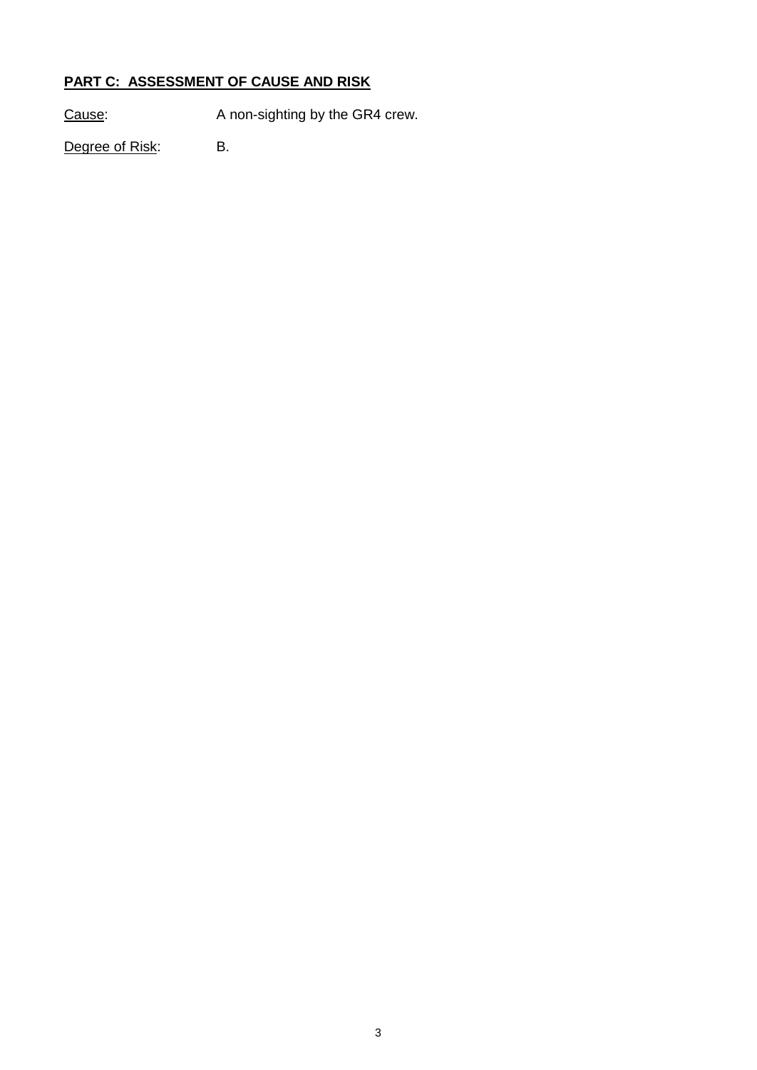## PART C: ASSESSMENT OF CAUSE AND RISK

Cause: A non-sighting by the GR4 crew.

Degree of Risk: B.